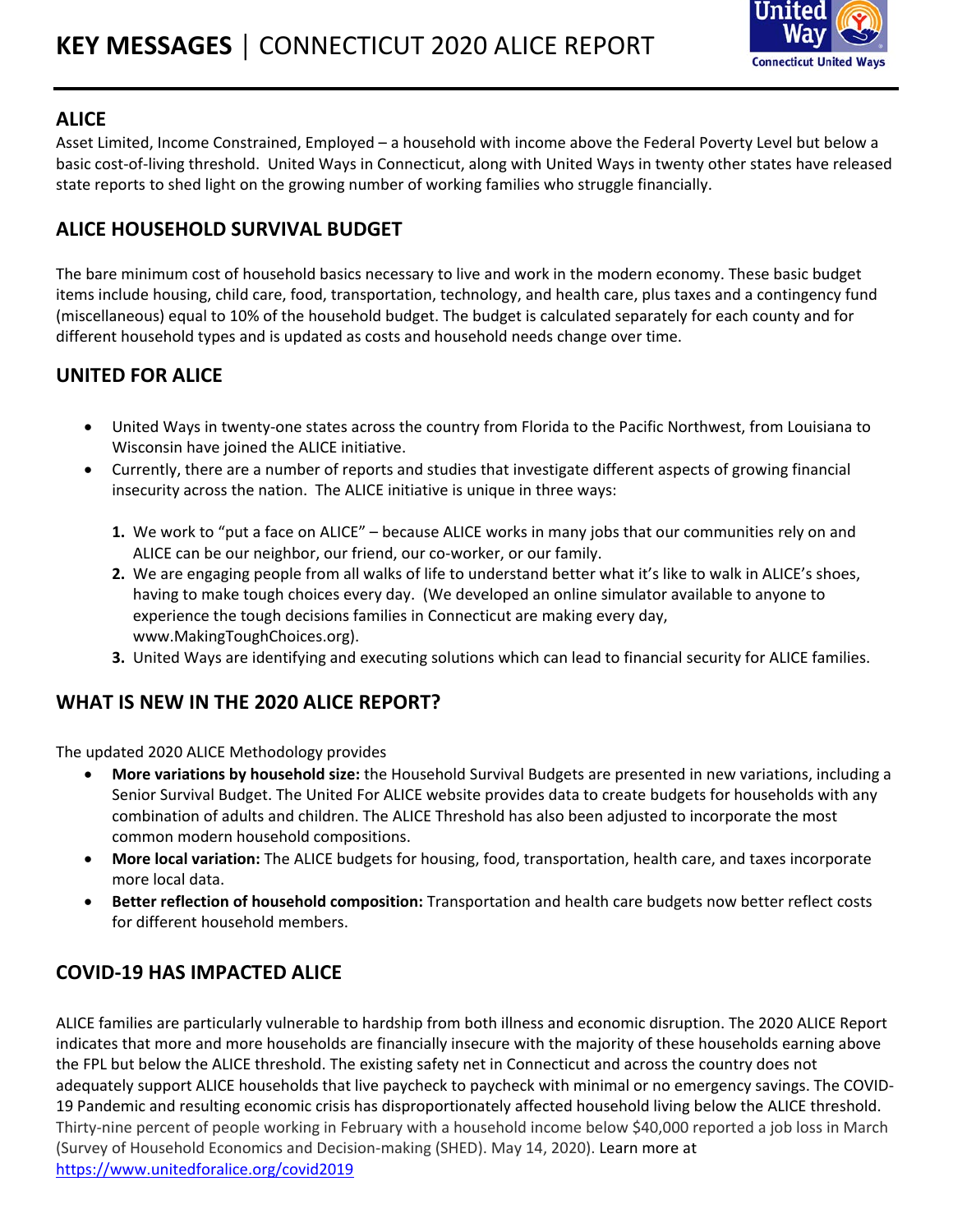# KEY MESSAGES | CONNECTICUT 2020 ALICE REPORT

## ALICE

Asset Limited, Income Constrained, Employed – a household with income above the Federal Poverty Level but below a basic cost-of-living threshold. United Ways in Connecticut, along with United Ways in twenty other states have released state reports to shed light on the growing number of working families who struggle financially.

## ALICE HOUSEHOLD SURVIVAL BUDGET

The bare minimum cost of household basics necessary to live and work in the modern economy. These basic budget items include housing, child care, food, transportation, technology, and health care, plus taxes and a contingency fund (miscellaneous) equal to 10% of the household budget. The budget is calculated separately for each county and for different household types and is updated as costs and household needs change over time.

## UNITED FOR ALICE

- United Ways in twenty-one states across the country from Florida to the Pacific Northwest, from Louisiana to Wisconsin have joined the ALICE initiative.
- Currently, there are a number of reports and studies that investigate different aspects of growing financial insecurity across the nation. The ALICE initiative is unique in three ways:

  1. We work to "put a face on ALICE" – because ALICE works in many jobs that our communities rely on and ALICE can be our neighbor, our friend, our co-worker, or our family.
  2. We are engaging people from all walks of life to understand better what it's like to walk in ALICE's shoes, having to make tough choices every day. (We developed an online simulator available to anyone to experience the tough decisions families in Connecticut are making every day, www.MakingToughChoices.org).
  3. United Ways are identifying and executing solutions which can lead to financial security for ALICE families.

## WHAT IS NEW IN THE 2020 ALICE REPORT?

The updated 2020 ALICE Methodology provides

- **More variations by household size:** the Household Survival Budgets are presented in new variations, including a Senior Survival Budget. The United For ALICE website provides data to create budgets for households with any combination of adults and children. The ALICE Threshold has also been adjusted to incorporate the most common modern household compositions.
- **More local variation:** The ALICE budgets for housing, food, transportation, health care, and taxes incorporate more local data.
- **Better reflection of household composition:** Transportation and health care budgets now better reflect costs for different household members.

## COVID-19 HAS IMPACTED ALICE

ALICE families are particularly vulnerable to hardship from both illness and economic disruption. The 2020 ALICE Report indicates that more and more households are financially insecure with the majority of these households earning above the FPL but below the ALICE threshold. The existing safety net in Connecticut and across the country does not adequately support ALICE households that live paycheck to paycheck with minimal or no emergency savings. The COVID-19 Pandemic and resulting economic crisis has disproportionately affected household living below the ALICE threshold. Thirty-nine percent of people working in February with a household income below $40,000 reported a job loss in March (Survey of Household Economics and Decision-making (SHED). May 14, 2020). Learn more at https://www.unitedforalice.org/covid2019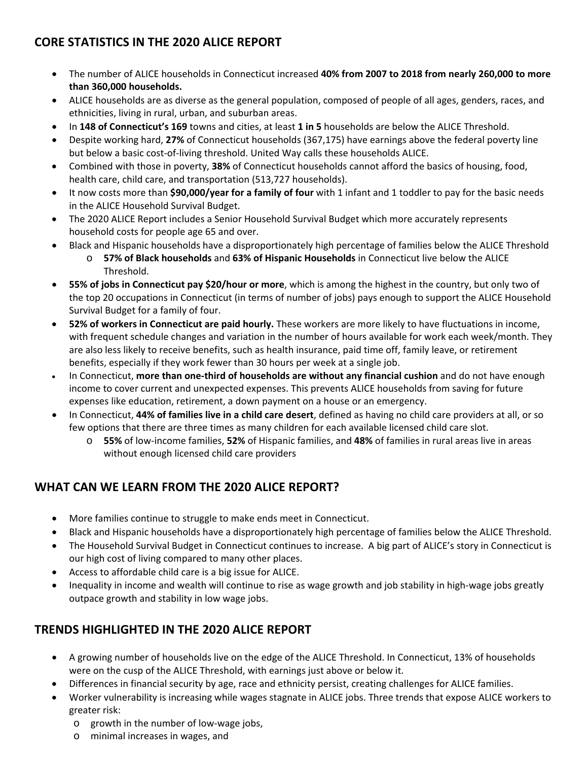## CORE STATISTICS IN THE 2020 ALICE REPORT

- The number of ALICE households in Connecticut increased **40% from 2007 to 2018 from nearly 260,000 to more than 360,000 households.**
- ALICE households are as diverse as the general population, composed of people of all ages, genders, races, and ethnicities, living in rural, urban, and suburban areas.
- In **148 of Connecticut's 169** towns and cities, at least **1 in 5** households are below the ALICE Threshold.
- Despite working hard, **27%** of Connecticut households (367,175) have earnings above the federal poverty line but below a basic cost-of-living threshold. United Way calls these households ALICE.
- Combined with those in poverty, **38%** of Connecticut households cannot afford the basics of housing, food, health care, child care, and transportation (513,727 households).
- It now costs more than **$90,000/year for a family of four** with 1 infant and 1 toddler to pay for the basic needs in the ALICE Household Survival Budget.
- The 2020 ALICE Report includes a Senior Household Survival Budget which more accurately represents household costs for people age 65 and over.
- Black and Hispanic households have a disproportionately high percentage of families below the ALICE Threshold
  - **57% of Black households** and **63% of Hispanic Households** in Connecticut live below the ALICE Threshold.
- **55% of jobs in Connecticut pay $20/hour or more**, which is among the highest in the country, but only two of the top 20 occupations in Connecticut (in terms of number of jobs) pays enough to support the ALICE Household Survival Budget for a family of four.
- **52% of workers in Connecticut are paid hourly.** These workers are more likely to have fluctuations in income, with frequent schedule changes and variation in the number of hours available for work each week/month. They are also less likely to receive benefits, such as health insurance, paid time off, family leave, or retirement benefits, especially if they work fewer than 30 hours per week at a single job.
- In Connecticut, **more than one-third of households are without any financial cushion** and do not have enough income to cover current and unexpected expenses. This prevents ALICE households from saving for future expenses like education, retirement, a down payment on a house or an emergency.
- In Connecticut, **44% of families live in a child care desert**, defined as having no child care providers at all, or so few options that there are three times as many children for each available licensed child care slot.
  - **55%** of low-income families, **52%** of Hispanic families, and **48%** of families in rural areas live in areas without enough licensed child care providers

## WHAT CAN WE LEARN FROM THE 2020 ALICE REPORT?

- More families continue to struggle to make ends meet in Connecticut.
- Black and Hispanic households have a disproportionately high percentage of families below the ALICE Threshold.
- The Household Survival Budget in Connecticut continues to increase. A big part of ALICE's story in Connecticut is our high cost of living compared to many other places.
- Access to affordable child care is a big issue for ALICE.
- Inequality in income and wealth will continue to rise as wage growth and job stability in high-wage jobs greatly outpace growth and stability in low wage jobs.

## TRENDS HIGHLIGHTED IN THE 2020 ALICE REPORT

- A growing number of households live on the edge of the ALICE Threshold. In Connecticut, 13% of households were on the cusp of the ALICE Threshold, with earnings just above or below it.
- Differences in financial security by age, race and ethnicity persist, creating challenges for ALICE families.
- Worker vulnerability is increasing while wages stagnate in ALICE jobs. Three trends that expose ALICE workers to greater risk:
  - growth in the number of low-wage jobs,
  - minimal increases in wages, and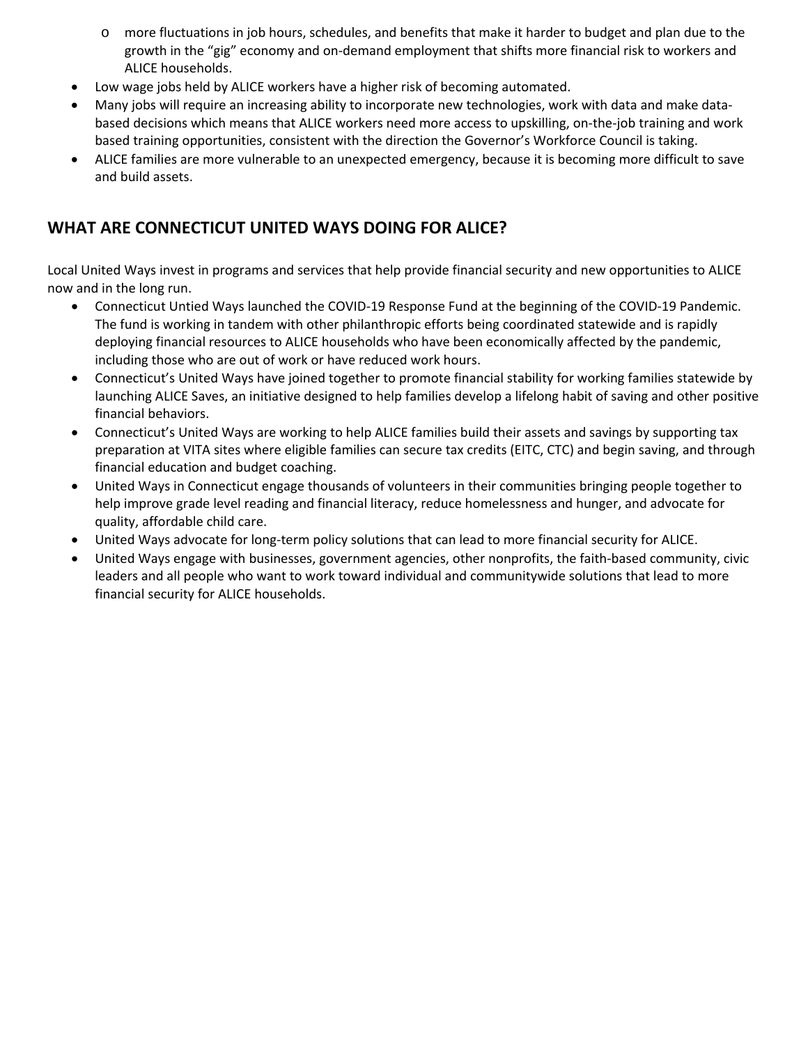- more fluctuations in job hours, schedules, and benefits that make it harder to budget and plan due to the growth in the "gig" economy and on-demand employment that shifts more financial risk to workers and ALICE households.
- Low wage jobs held by ALICE workers have a higher risk of becoming automated.
- Many jobs will require an increasing ability to incorporate new technologies, work with data and make data-based decisions which means that ALICE workers need more access to upskilling, on-the-job training and work based training opportunities, consistent with the direction the Governor's Workforce Council is taking.
- ALICE families are more vulnerable to an unexpected emergency, because it is becoming more difficult to save and build assets.

## WHAT ARE CONNECTICUT UNITED WAYS DOING FOR ALICE?

Local United Ways invest in programs and services that help provide financial security and new opportunities to ALICE now and in the long run.

- Connecticut Untied Ways launched the COVID-19 Response Fund at the beginning of the COVID-19 Pandemic. The fund is working in tandem with other philanthropic efforts being coordinated statewide and is rapidly deploying financial resources to ALICE households who have been economically affected by the pandemic, including those who are out of work or have reduced work hours.
- Connecticut's United Ways have joined together to promote financial stability for working families statewide by launching ALICE Saves, an initiative designed to help families develop a lifelong habit of saving and other positive financial behaviors.
- Connecticut's United Ways are working to help ALICE families build their assets and savings by supporting tax preparation at VITA sites where eligible families can secure tax credits (EITC, CTC) and begin saving, and through financial education and budget coaching.
- United Ways in Connecticut engage thousands of volunteers in their communities bringing people together to help improve grade level reading and financial literacy, reduce homelessness and hunger, and advocate for quality, affordable child care.
- United Ways advocate for long-term policy solutions that can lead to more financial security for ALICE.
- United Ways engage with businesses, government agencies, other nonprofits, the faith-based community, civic leaders and all people who want to work toward individual and communitywide solutions that lead to more financial security for ALICE households.